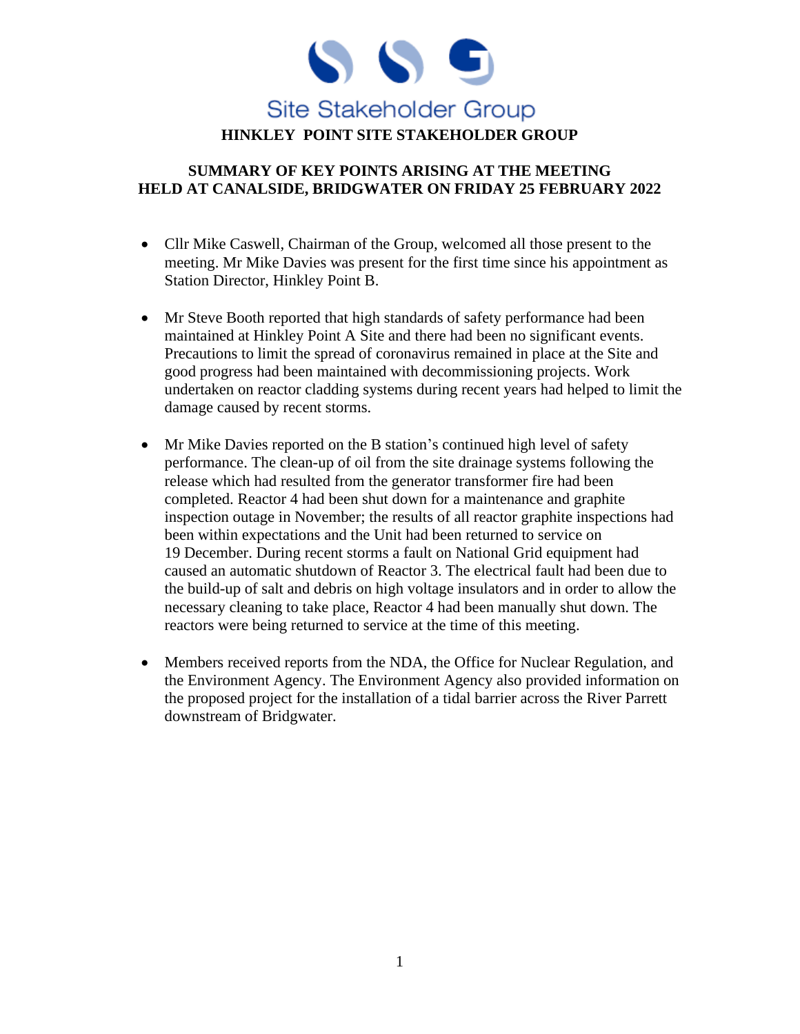Site Stakeholder Group

# HINKLEY POINT SITE STAKEHOLDER GROUP

## SUMMARY OF KEY POINTS ARISING AT THE MEETING HELD AT CANALSIDE, BRIDGWATER ON FRIDAY 25 FEBRUARY 2022

- Cllr Mike Caswell, Chairman of the Group, welcomed all those present to the meeting. Mr Mike Davies was present for the first time since his appointment as Station Director, Hinkley Point B.

- Mr Steve Booth reported that high standards of safety performance had been maintained at Hinkley Point A Site and there had been no significant events. Precautions to limit the spread of coronavirus remained in place at the Site and good progress had been maintained with decommissioning projects. Work undertaken on reactor cladding systems during recent years had helped to limit the damage caused by recent storms.

- Mr Mike Davies reported on the B station's continued high level of safety performance. The clean-up of oil from the site drainage systems following the release which had resulted from the generator transformer fire had been completed. Reactor 4 had been shut down for a maintenance and graphite inspection outage in November; the results of all reactor graphite inspections had been within expectations and the Unit had been returned to service on 19 December. During recent storms a fault on National Grid equipment had caused an automatic shutdown of Reactor 3. The electrical fault had been due to the build-up of salt and debris on high voltage insulators and in order to allow the necessary cleaning to take place, Reactor 4 had been manually shut down. The reactors were being returned to service at the time of this meeting.

- Members received reports from the NDA, the Office for Nuclear Regulation, and the Environment Agency. The Environment Agency also provided information on the proposed project for the installation of a tidal barrier across the River Parrett downstream of Bridgwater.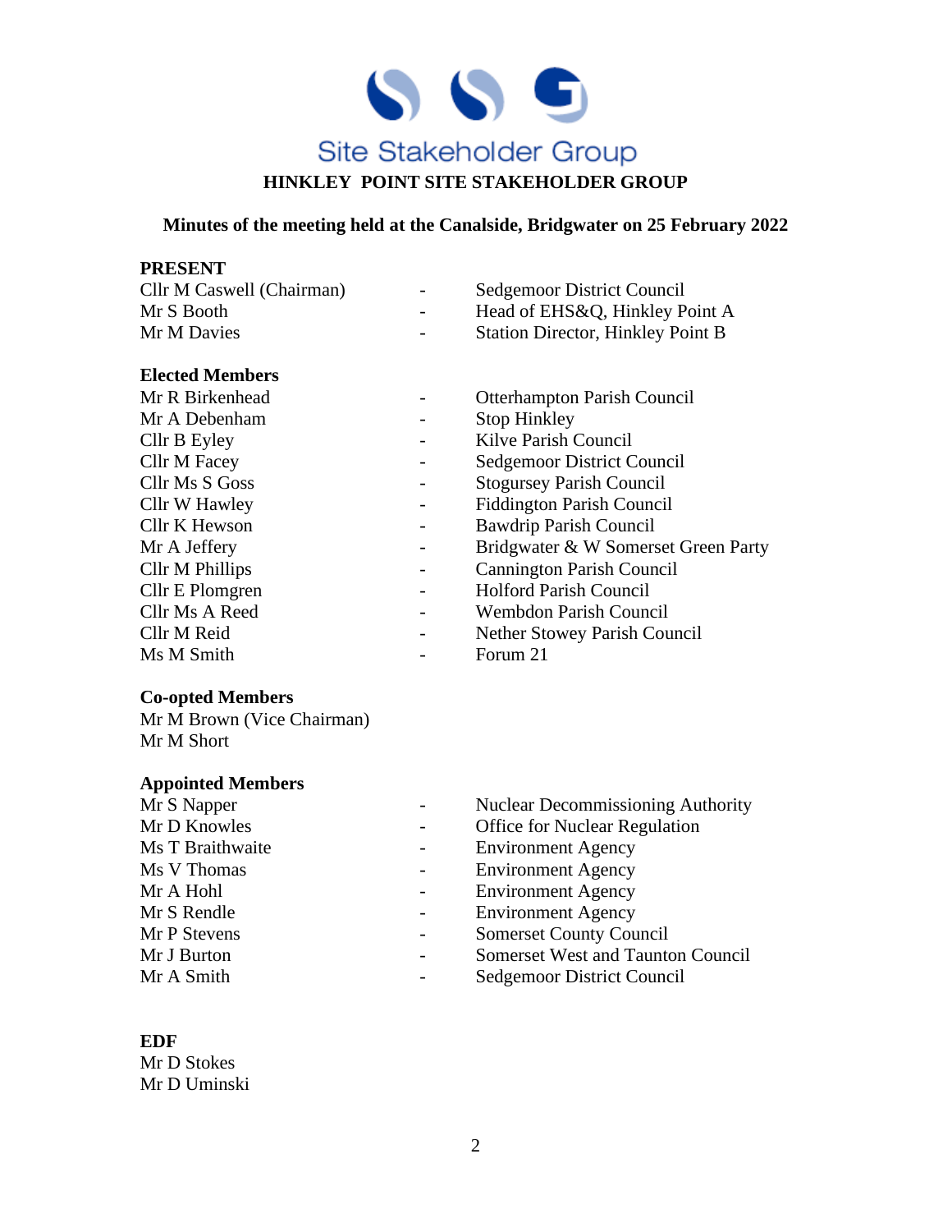Site Stakeholder Group

# HINKLEY POINT SITE STAKEHOLDER GROUP

**Minutes of the meeting held at the Canalside, Bridgwater on 25 February 2022**

**PRESENT**

| | | |
|---|---|---|
| Cllr M Caswell (Chairman) | - | Sedgemoor District Council |
| Mr S Booth | - | Head of EHS&Q, Hinkley Point A |
| Mr M Davies | - | Station Director, Hinkley Point B |

**Elected Members**

| | | |
|---|---|---|
| Mr R Birkenhead | - | Otterhampton Parish Council |
| Mr A Debenham | - | Stop Hinkley |
| Cllr B Eyley | - | Kilve Parish Council |
| Cllr M Facey | - | Sedgemoor District Council |
| Cllr Ms S Goss | - | Stogursey Parish Council |
| Cllr W Hawley | - | Fiddington Parish Council |
| Cllr K Hewson | - | Bawdrip Parish Council |
| Mr A Jeffery | - | Bridgwater & W Somerset Green Party |
| Cllr M Phillips | - | Cannington Parish Council |
| Cllr E Plomgren | - | Holford Parish Council |
| Cllr Ms A Reed | - | Wembdon Parish Council |
| Cllr M Reid | - | Nether Stowey Parish Council |
| Ms M Smith | - | Forum 21 |

**Co-opted Members**

Mr M Brown (Vice Chairman)
Mr M Short

**Appointed Members**

| | | |
|---|---|---|
| Mr S Napper | - | Nuclear Decommissioning Authority |
| Mr D Knowles | - | Office for Nuclear Regulation |
| Ms T Braithwaite | - | Environment Agency |
| Ms V Thomas | - | Environment Agency |
| Mr A Hohl | - | Environment Agency |
| Mr S Rendle | - | Environment Agency |
| Mr P Stevens | - | Somerset County Council |
| Mr J Burton | - | Somerset West and Taunton Council |
| Mr A Smith | - | Sedgemoor District Council |

**EDF**

Mr D Stokes
Mr D Uminski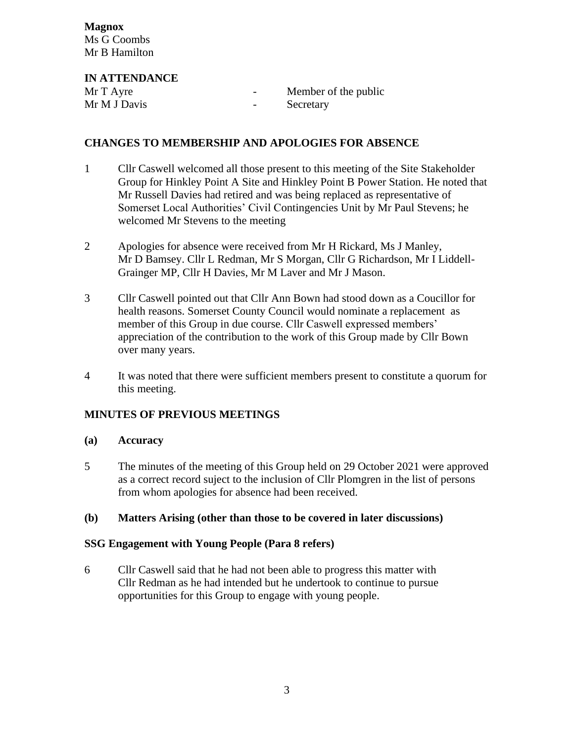**Magnox**
Ms G Coombs
Mr B Hamilton

**IN ATTENDANCE**

| | | |
|---|---|---|
| Mr T Ayre | - | Member of the public |
| Mr M J Davis | - | Secretary |

## CHANGES TO MEMBERSHIP AND APOLOGIES FOR ABSENCE

1 Cllr Caswell welcomed all those present to this meeting of the Site Stakeholder Group for Hinkley Point A Site and Hinkley Point B Power Station. He noted that Mr Russell Davies had retired and was being replaced as representative of Somerset Local Authorities' Civil Contingencies Unit by Mr Paul Stevens; he welcomed Mr Stevens to the meeting

2 Apologies for absence were received from Mr H Rickard, Ms J Manley, Mr D Bamsey. Cllr L Redman, Mr S Morgan, Cllr G Richardson, Mr I Liddell-Grainger MP, Cllr H Davies, Mr M Laver and Mr J Mason.

3 Cllr Caswell pointed out that Cllr Ann Bown had stood down as a Coucillor for health reasons. Somerset County Council would nominate a replacement as member of this Group in due course. Cllr Caswell expressed members' appreciation of the contribution to the work of this Group made by Cllr Bown over many years.

4 It was noted that there were sufficient members present to constitute a quorum for this meeting.

## MINUTES OF PREVIOUS MEETINGS

### (a) Accuracy

5 The minutes of the meeting of this Group held on 29 October 2021 were approved as a correct record suject to the inclusion of Cllr Plomgren in the list of persons from whom apologies for absence had been received.

### (b) Matters Arising (other than those to be covered in later discussions)

**SSG Engagement with Young People (Para 8 refers)**

6 Cllr Caswell said that he had not been able to progress this matter with Cllr Redman as he had intended but he undertook to continue to pursue opportunities for this Group to engage with young people.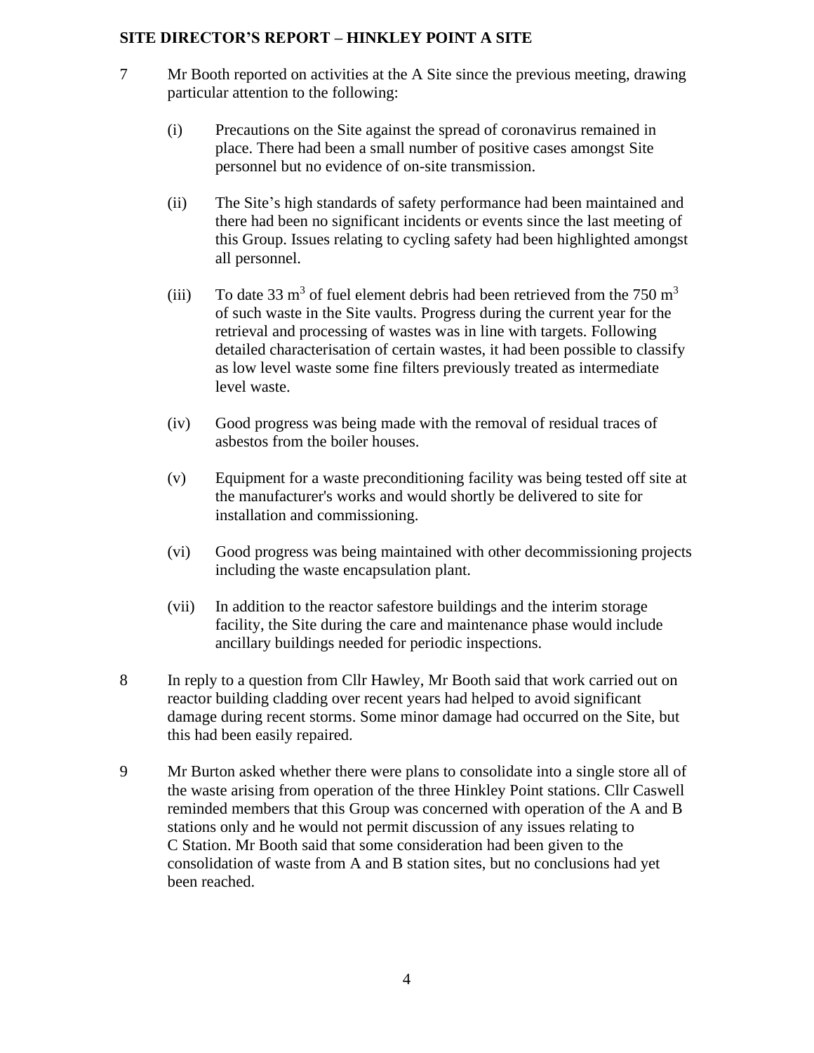## SITE DIRECTOR'S REPORT – HINKLEY POINT A SITE

7 Mr Booth reported on activities at the A Site since the previous meeting, drawing particular attention to the following:

(i) Precautions on the Site against the spread of coronavirus remained in place. There had been a small number of positive cases amongst Site personnel but no evidence of on-site transmission.

(ii) The Site's high standards of safety performance had been maintained and there had been no significant incidents or events since the last meeting of this Group. Issues relating to cycling safety had been highlighted amongst all personnel.

(iii) To date 33 $m^3$ of fuel element debris had been retrieved from the 750 $m^3$ of such waste in the Site vaults. Progress during the current year for the retrieval and processing of wastes was in line with targets. Following detailed characterisation of certain wastes, it had been possible to classify as low level waste some fine filters previously treated as intermediate level waste.

(iv) Good progress was being made with the removal of residual traces of asbestos from the boiler houses.

(v) Equipment for a waste preconditioning facility was being tested off site at the manufacturer's works and would shortly be delivered to site for installation and commissioning.

(vi) Good progress was being maintained with other decommissioning projects including the waste encapsulation plant.

(vii) In addition to the reactor safestore buildings and the interim storage facility, the Site during the care and maintenance phase would include ancillary buildings needed for periodic inspections.

8 In reply to a question from Cllr Hawley, Mr Booth said that work carried out on reactor building cladding over recent years had helped to avoid significant damage during recent storms. Some minor damage had occurred on the Site, but this had been easily repaired.

9 Mr Burton asked whether there were plans to consolidate into a single store all of the waste arising from operation of the three Hinkley Point stations. Cllr Caswell reminded members that this Group was concerned with operation of the A and B stations only and he would not permit discussion of any issues relating to C Station. Mr Booth said that some consideration had been given to the consolidation of waste from A and B station sites, but no conclusions had yet been reached.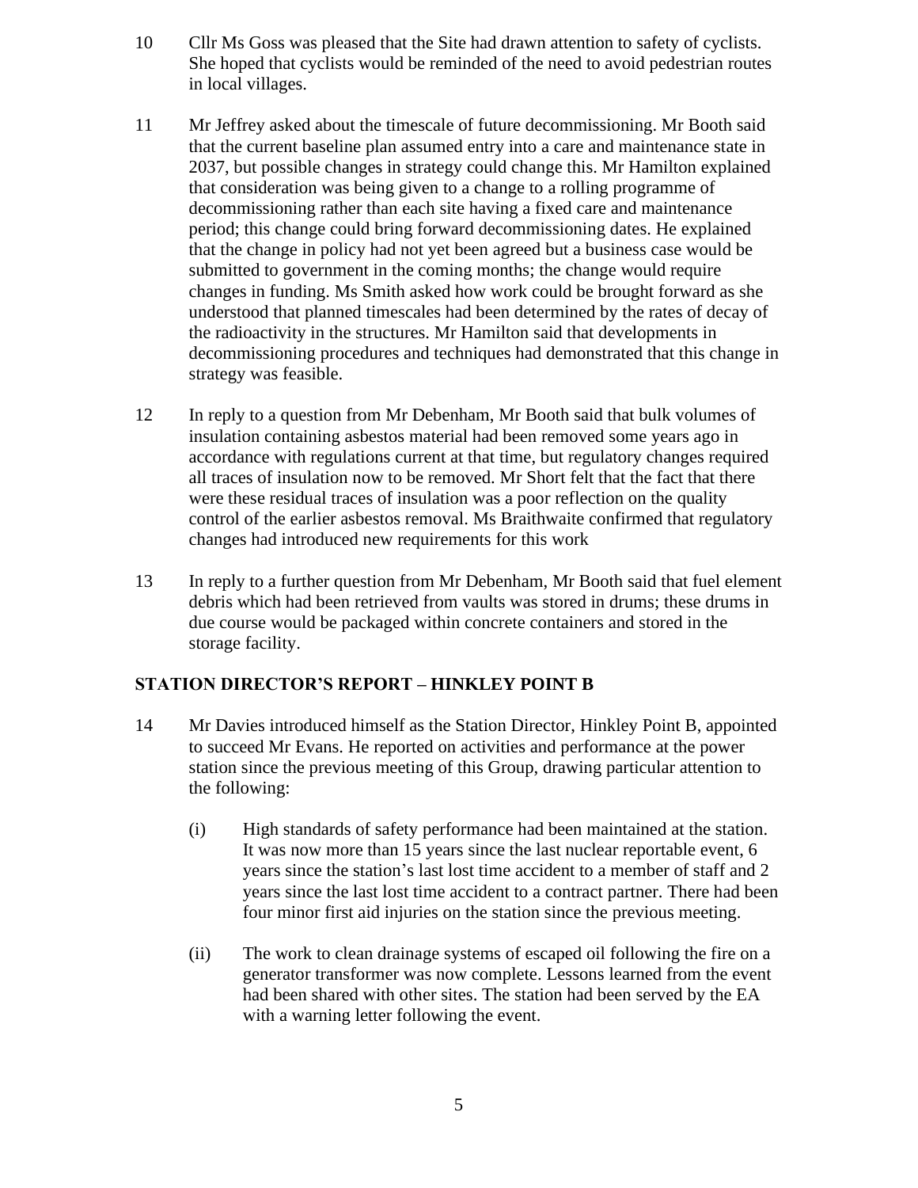10 Cllr Ms Goss was pleased that the Site had drawn attention to safety of cyclists. She hoped that cyclists would be reminded of the need to avoid pedestrian routes in local villages.

11 Mr Jeffrey asked about the timescale of future decommissioning. Mr Booth said that the current baseline plan assumed entry into a care and maintenance state in 2037, but possible changes in strategy could change this. Mr Hamilton explained that consideration was being given to a change to a rolling programme of decommissioning rather than each site having a fixed care and maintenance period; this change could bring forward decommissioning dates. He explained that the change in policy had not yet been agreed but a business case would be submitted to government in the coming months; the change would require changes in funding. Ms Smith asked how work could be brought forward as she understood that planned timescales had been determined by the rates of decay of the radioactivity in the structures. Mr Hamilton said that developments in decommissioning procedures and techniques had demonstrated that this change in strategy was feasible.

12 In reply to a question from Mr Debenham, Mr Booth said that bulk volumes of insulation containing asbestos material had been removed some years ago in accordance with regulations current at that time, but regulatory changes required all traces of insulation now to be removed. Mr Short felt that the fact that there were these residual traces of insulation was a poor reflection on the quality control of the earlier asbestos removal. Ms Braithwaite confirmed that regulatory changes had introduced new requirements for this work

13 In reply to a further question from Mr Debenham, Mr Booth said that fuel element debris which had been retrieved from vaults was stored in drums; these drums in due course would be packaged within concrete containers and stored in the storage facility.

## STATION DIRECTOR'S REPORT – HINKLEY POINT B

14 Mr Davies introduced himself as the Station Director, Hinkley Point B, appointed to succeed Mr Evans. He reported on activities and performance at the power station since the previous meeting of this Group, drawing particular attention to the following:

(i) High standards of safety performance had been maintained at the station. It was now more than 15 years since the last nuclear reportable event, 6 years since the station's last lost time accident to a member of staff and 2 years since the last lost time accident to a contract partner. There had been four minor first aid injuries on the station since the previous meeting.

(ii) The work to clean drainage systems of escaped oil following the fire on a generator transformer was now complete. Lessons learned from the event had been shared with other sites. The station had been served by the EA with a warning letter following the event.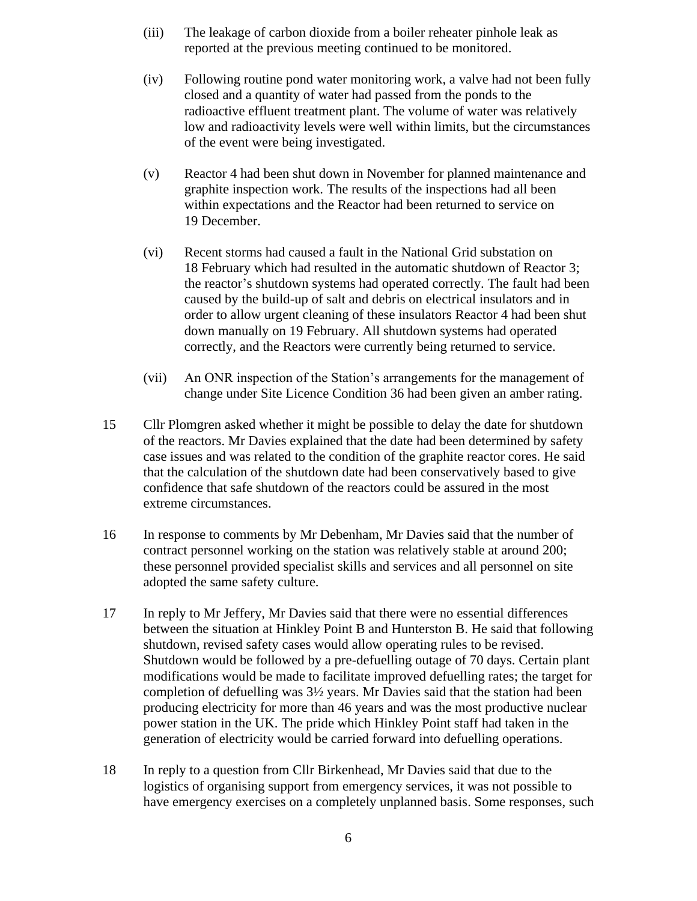(iii) The leakage of carbon dioxide from a boiler reheater pinhole leak as reported at the previous meeting continued to be monitored.

(iv) Following routine pond water monitoring work, a valve had not been fully closed and a quantity of water had passed from the ponds to the radioactive effluent treatment plant. The volume of water was relatively low and radioactivity levels were well within limits, but the circumstances of the event were being investigated.

(v) Reactor 4 had been shut down in November for planned maintenance and graphite inspection work. The results of the inspections had all been within expectations and the Reactor had been returned to service on 19 December.

(vi) Recent storms had caused a fault in the National Grid substation on 18 February which had resulted in the automatic shutdown of Reactor 3; the reactor's shutdown systems had operated correctly. The fault had been caused by the build-up of salt and debris on electrical insulators and in order to allow urgent cleaning of these insulators Reactor 4 had been shut down manually on 19 February. All shutdown systems had operated correctly, and the Reactors were currently being returned to service.

(vii) An ONR inspection of the Station's arrangements for the management of change under Site Licence Condition 36 had been given an amber rating.

15 Cllr Plomgren asked whether it might be possible to delay the date for shutdown of the reactors. Mr Davies explained that the date had been determined by safety case issues and was related to the condition of the graphite reactor cores. He said that the calculation of the shutdown date had been conservatively based to give confidence that safe shutdown of the reactors could be assured in the most extreme circumstances.

16 In response to comments by Mr Debenham, Mr Davies said that the number of contract personnel working on the station was relatively stable at around 200; these personnel provided specialist skills and services and all personnel on site adopted the same safety culture.

17 In reply to Mr Jeffery, Mr Davies said that there were no essential differences between the situation at Hinkley Point B and Hunterston B. He said that following shutdown, revised safety cases would allow operating rules to be revised. Shutdown would be followed by a pre-defuelling outage of 70 days. Certain plant modifications would be made to facilitate improved defuelling rates; the target for completion of defuelling was 3½ years. Mr Davies said that the station had been producing electricity for more than 46 years and was the most productive nuclear power station in the UK. The pride which Hinkley Point staff had taken in the generation of electricity would be carried forward into defuelling operations.

18 In reply to a question from Cllr Birkenhead, Mr Davies said that due to the logistics of organising support from emergency services, it was not possible to have emergency exercises on a completely unplanned basis. Some responses, such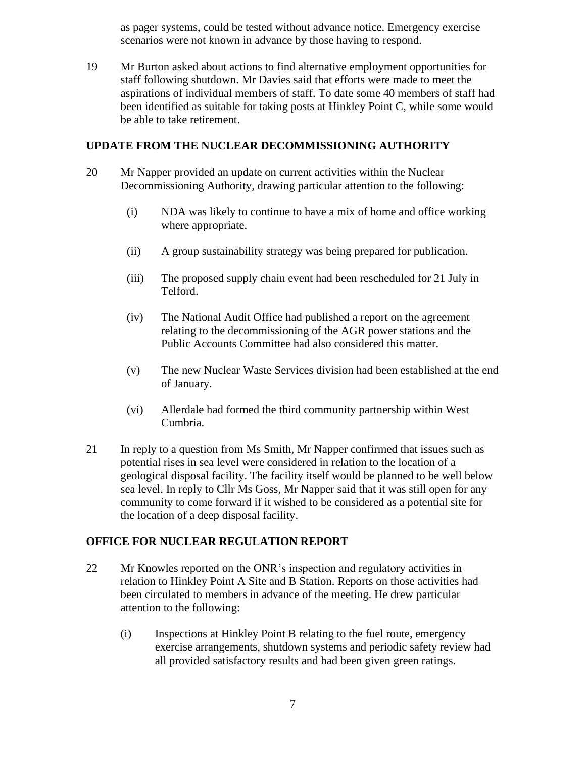as pager systems, could be tested without advance notice. Emergency exercise scenarios were not known in advance by those having to respond.

19 Mr Burton asked about actions to find alternative employment opportunities for staff following shutdown. Mr Davies said that efforts were made to meet the aspirations of individual members of staff. To date some 40 members of staff had been identified as suitable for taking posts at Hinkley Point C, while some would be able to take retirement.

## UPDATE FROM THE NUCLEAR DECOMMISSIONING AUTHORITY

20 Mr Napper provided an update on current activities within the Nuclear Decommissioning Authority, drawing particular attention to the following:

(i) NDA was likely to continue to have a mix of home and office working where appropriate.

(ii) A group sustainability strategy was being prepared for publication.

(iii) The proposed supply chain event had been rescheduled for 21 July in Telford.

(iv) The National Audit Office had published a report on the agreement relating to the decommissioning of the AGR power stations and the Public Accounts Committee had also considered this matter.

(v) The new Nuclear Waste Services division had been established at the end of January.

(vi) Allerdale had formed the third community partnership within West Cumbria.

21 In reply to a question from Ms Smith, Mr Napper confirmed that issues such as potential rises in sea level were considered in relation to the location of a geological disposal facility. The facility itself would be planned to be well below sea level. In reply to Cllr Ms Goss, Mr Napper said that it was still open for any community to come forward if it wished to be considered as a potential site for the location of a deep disposal facility.

## OFFICE FOR NUCLEAR REGULATION REPORT

22 Mr Knowles reported on the ONR's inspection and regulatory activities in relation to Hinkley Point A Site and B Station. Reports on those activities had been circulated to members in advance of the meeting. He drew particular attention to the following:

(i) Inspections at Hinkley Point B relating to the fuel route, emergency exercise arrangements, shutdown systems and periodic safety review had all provided satisfactory results and had been given green ratings.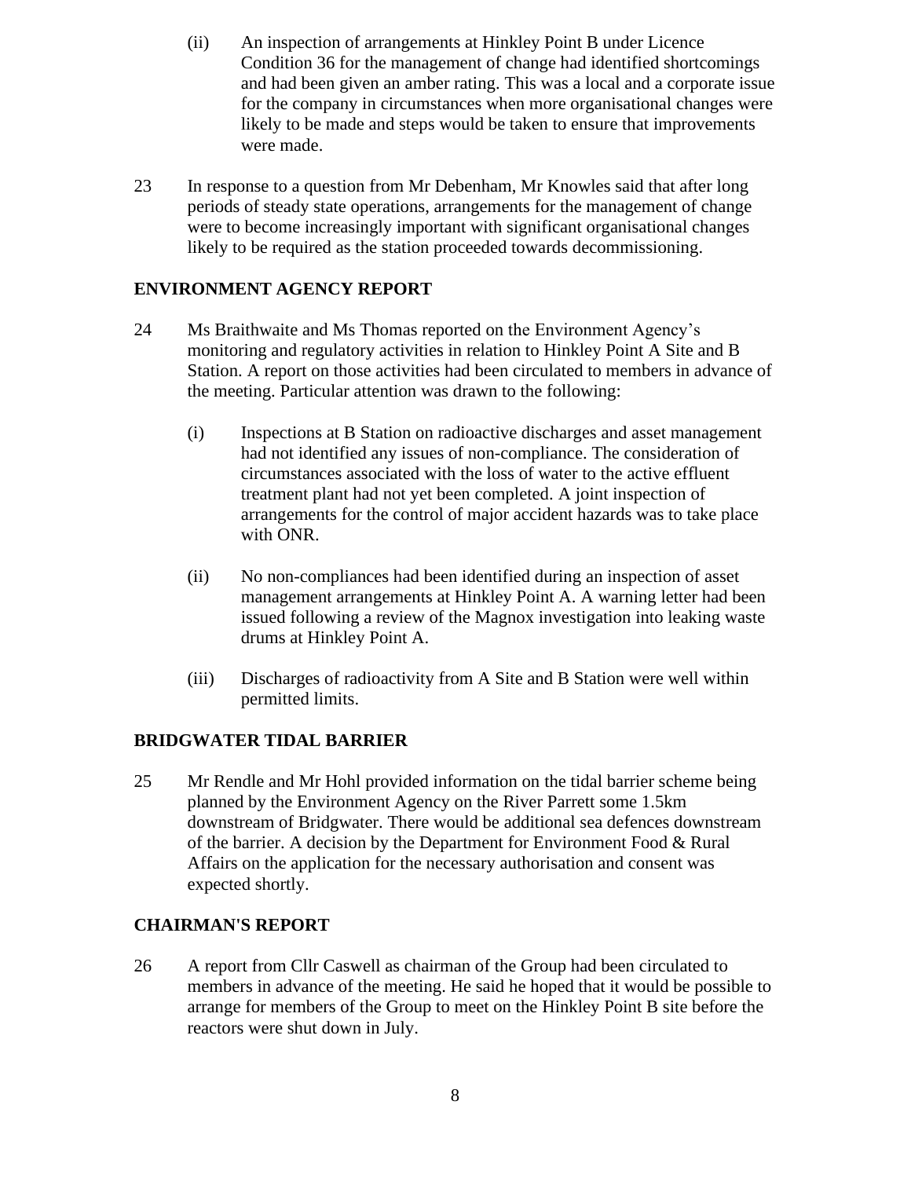(ii) An inspection of arrangements at Hinkley Point B under Licence Condition 36 for the management of change had identified shortcomings and had been given an amber rating. This was a local and a corporate issue for the company in circumstances when more organisational changes were likely to be made and steps would be taken to ensure that improvements were made.

23 In response to a question from Mr Debenham, Mr Knowles said that after long periods of steady state operations, arrangements for the management of change were to become increasingly important with significant organisational changes likely to be required as the station proceeded towards decommissioning.

## ENVIRONMENT AGENCY REPORT

24 Ms Braithwaite and Ms Thomas reported on the Environment Agency's monitoring and regulatory activities in relation to Hinkley Point A Site and B Station. A report on those activities had been circulated to members in advance of the meeting. Particular attention was drawn to the following:

(i) Inspections at B Station on radioactive discharges and asset management had not identified any issues of non-compliance. The consideration of circumstances associated with the loss of water to the active effluent treatment plant had not yet been completed. A joint inspection of arrangements for the control of major accident hazards was to take place with ONR.

(ii) No non-compliances had been identified during an inspection of asset management arrangements at Hinkley Point A. A warning letter had been issued following a review of the Magnox investigation into leaking waste drums at Hinkley Point A.

(iii) Discharges of radioactivity from A Site and B Station were well within permitted limits.

## BRIDGWATER TIDAL BARRIER

25 Mr Rendle and Mr Hohl provided information on the tidal barrier scheme being planned by the Environment Agency on the River Parrett some 1.5km downstream of Bridgwater. There would be additional sea defences downstream of the barrier. A decision by the Department for Environment Food & Rural Affairs on the application for the necessary authorisation and consent was expected shortly.

## CHAIRMAN'S REPORT

26 A report from Cllr Caswell as chairman of the Group had been circulated to members in advance of the meeting. He said he hoped that it would be possible to arrange for members of the Group to meet on the Hinkley Point B site before the reactors were shut down in July.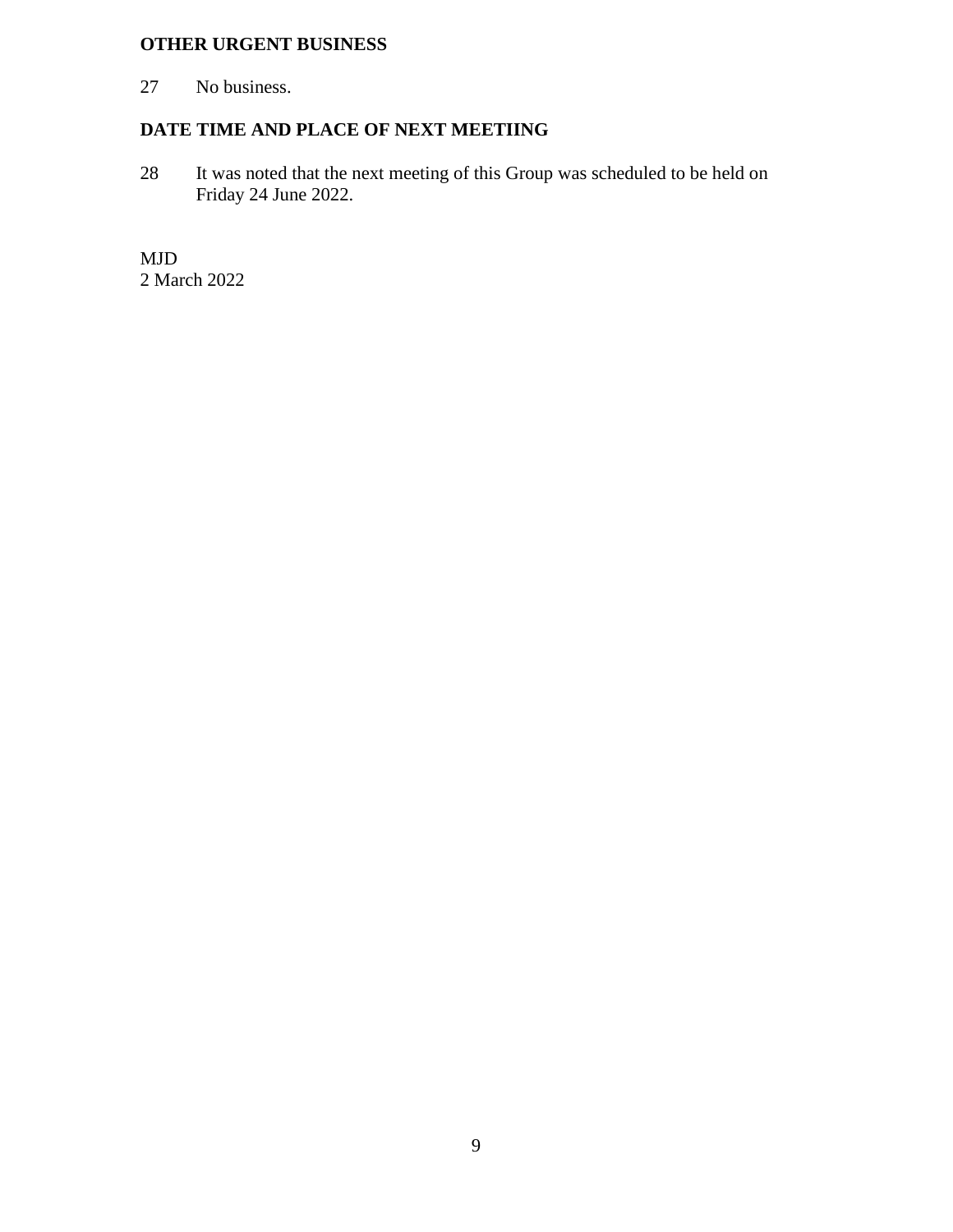**OTHER URGENT BUSINESS**

27 No business.

**DATE TIME AND PLACE OF NEXT MEETIING**

28 It was noted that the next meeting of this Group was scheduled to be held on Friday 24 June 2022.

MJD
2 March 2022